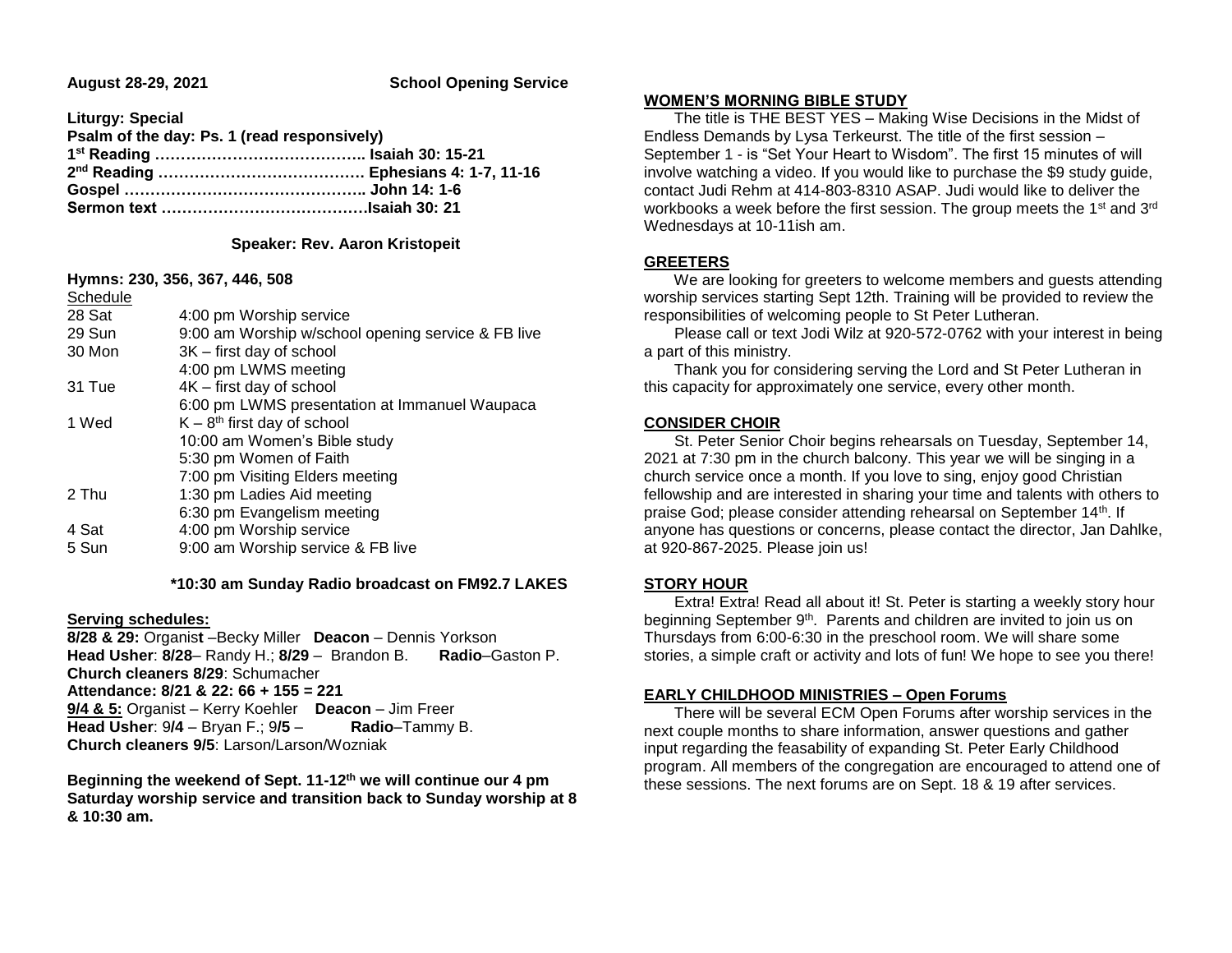**August 28-29, 2021** **School Opening Service**

**Liturgy: Special**
**Psalm of the day: Ps. 1 (read responsively)**
**1st Reading ………………………………….. Isaiah 30: 15-21**
**2nd Reading …………………………………. Ephesians 4: 1-7, 11-16**
**Gospel ……………………………………….. John 14: 1-6**
**Sermon text …………………………………Isaiah 30: 21**

**Speaker: Rev. Aaron Kristopeit**

**Hymns: 230, 356, 367, 446, 508**

Schedule

| | |
|---|---|
| 28 Sat | 4:00 pm Worship service |
| 29 Sun | 9:00 am Worship w/school opening service & FB live |
| 30 Mon | 3K – first day of school |
| | 4:00 pm LWMS meeting |
| 31 Tue | 4K – first day of school |
| | 6:00 pm LWMS presentation at Immanuel Waupaca |
| 1 Wed | K – 8th first day of school |
| | 10:00 am Women's Bible study |
| | 5:30 pm Women of Faith |
| | 7:00 pm Visiting Elders meeting |
| 2 Thu | 1:30 pm Ladies Aid meeting |
| | 6:30 pm Evangelism meeting |
| 4 Sat | 4:00 pm Worship service |
| 5 Sun | 9:00 am Worship service & FB live |

**\*10:30 am Sunday Radio broadcast on FM92.7 LAKES**

**Serving schedules:**

**8/28 & 29:** Organist –Becky Miller **Deacon** – Dennis Yorkson
**Head Usher**: **8/28**– Randy H.; **8/29** – Brandon B. **Radio**–Gaston P.
**Church cleaners 8/29**: Schumacher
**Attendance: 8/21 & 22: 66 + 155 = 221**
**9/4 & 5:** Organist – Kerry Koehler **Deacon** – Jim Freer
**Head Usher**: 9**/4** – Bryan F.; 9**/5** – **Radio**–Tammy B.
**Church cleaners 9/5**: Larson/Larson/Wozniak

**Beginning the weekend of Sept. 11-12th we will continue our 4 pm Saturday worship service and transition back to Sunday worship at 8 & 10:30 am.**

**WOMEN'S MORNING BIBLE STUDY**

The title is THE BEST YES – Making Wise Decisions in the Midst of Endless Demands by Lysa Terkeurst. The title of the first session – September 1 - is "Set Your Heart to Wisdom". The first 15 minutes of will involve watching a video. If you would like to purchase the $9 study guide, contact Judi Rehm at 414-803-8310 ASAP. Judi would like to deliver the workbooks a week before the first session. The group meets the 1st and 3rd Wednesdays at 10-11ish am.

**GREETERS**

We are looking for greeters to welcome members and guests attending worship services starting Sept 12th. Training will be provided to review the responsibilities of welcoming people to St Peter Lutheran.

Please call or text Jodi Wilz at 920-572-0762 with your interest in being a part of this ministry.

Thank you for considering serving the Lord and St Peter Lutheran in this capacity for approximately one service, every other month.

**CONSIDER CHOIR**

St. Peter Senior Choir begins rehearsals on Tuesday, September 14, 2021 at 7:30 pm in the church balcony. This year we will be singing in a church service once a month. If you love to sing, enjoy good Christian fellowship and are interested in sharing your time and talents with others to praise God; please consider attending rehearsal on September 14th. If anyone has questions or concerns, please contact the director, Jan Dahlke, at 920-867-2025. Please join us!

**STORY HOUR**

Extra! Extra! Read all about it! St. Peter is starting a weekly story hour beginning September 9th. Parents and children are invited to join us on Thursdays from 6:00-6:30 in the preschool room. We will share some stories, a simple craft or activity and lots of fun! We hope to see you there!

**EARLY CHILDHOOD MINISTRIES – Open Forums**

There will be several ECM Open Forums after worship services in the next couple months to share information, answer questions and gather input regarding the feasability of expanding St. Peter Early Childhood program. All members of the congregation are encouraged to attend one of these sessions. The next forums are on Sept. 18 & 19 after services.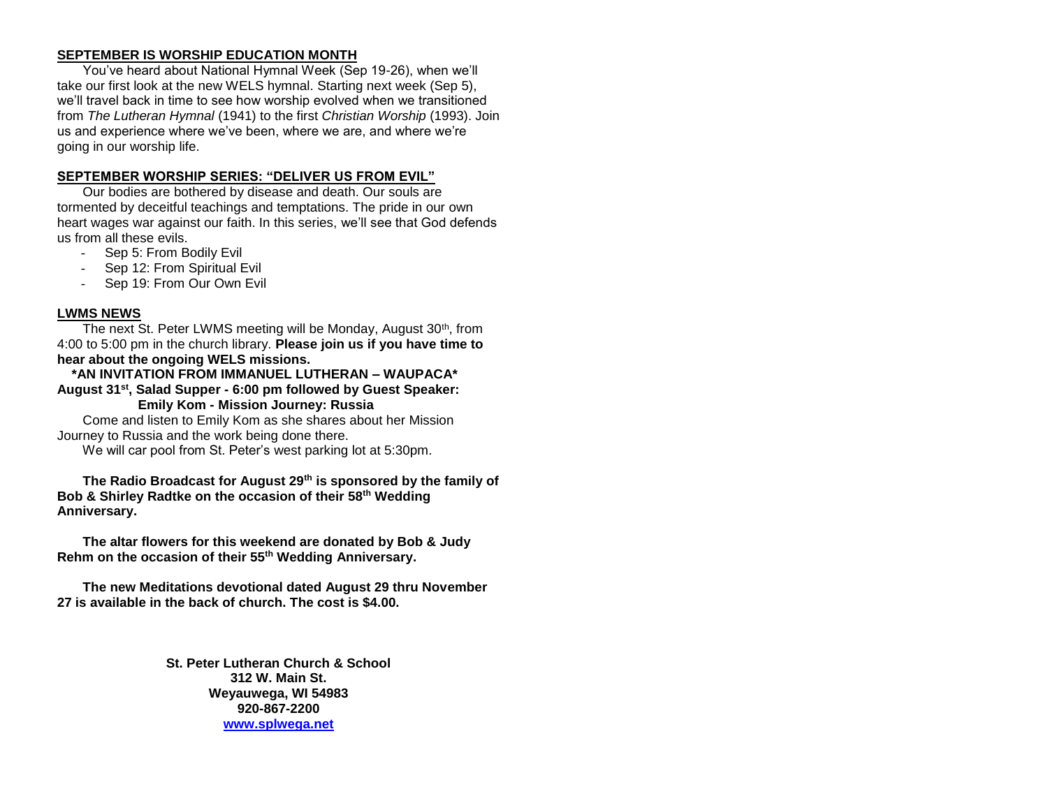## SEPTEMBER IS WORSHIP EDUCATION MONTH

You've heard about National Hymnal Week (Sep 19-26), when we'll take our first look at the new WELS hymnal. Starting next week (Sep 5), we'll travel back in time to see how worship evolved when we transitioned from *The Lutheran Hymnal* (1941) to the first *Christian Worship* (1993). Join us and experience where we've been, where we are, and where we're going in our worship life.

## SEPTEMBER WORSHIP SERIES: "DELIVER US FROM EVIL"

Our bodies are bothered by disease and death. Our souls are tormented by deceitful teachings and temptations. The pride in our own heart wages war against our faith. In this series, we'll see that God defends us from all these evils.

- Sep 5: From Bodily Evil
- Sep 12: From Spiritual Evil
- Sep 19: From Our Own Evil

## LWMS NEWS

The next St. Peter LWMS meeting will be Monday, August 30th, from 4:00 to 5:00 pm in the church library. **Please join us if you have time to hear about the ongoing WELS missions.**

**\*AN INVITATION FROM IMMANUEL LUTHERAN – WAUPACA\***
**August 31st, Salad Supper - 6:00 pm followed by Guest Speaker: Emily Kom - Mission Journey: Russia**

Come and listen to Emily Kom as she shares about her Mission Journey to Russia and the work being done there.

We will car pool from St. Peter's west parking lot at 5:30pm.

**The Radio Broadcast for August 29th is sponsored by the family of Bob & Shirley Radtke on the occasion of their 58th Wedding Anniversary.**

**The altar flowers for this weekend are donated by Bob & Judy Rehm on the occasion of their 55th Wedding Anniversary.**

**The new Meditations devotional dated August 29 thru November 27 is available in the back of church. The cost is $4.00.**

**St. Peter Lutheran Church & School**
**312 W. Main St.**
**Weyauwega, WI 54983**
**920-867-2200**
**www.splwega.net**